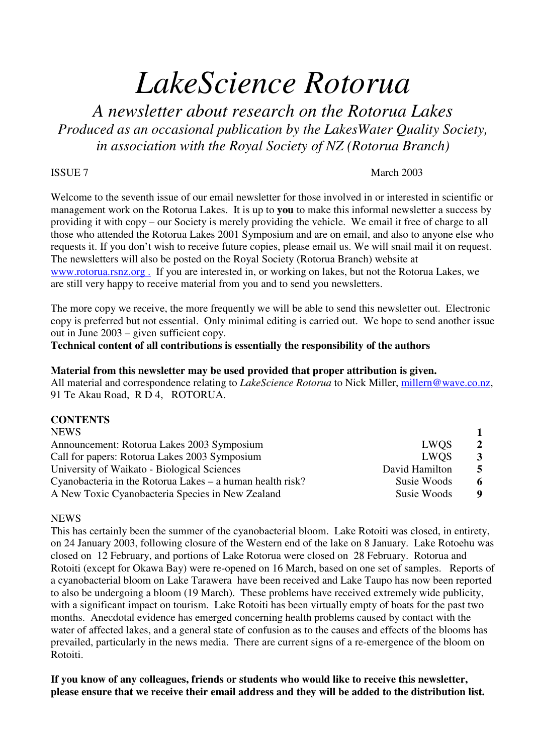# *LakeScience Rotorua*

*A newsletter about research on the Rotorua Lakes*
*Produced as an occasional publication by the LakesWater Quality Society, in association with the Royal Society of NZ (Rotorua Branch)*

ISSUE 7 March 2003

Welcome to the seventh issue of our email newsletter for those involved in or interested in scientific or management work on the Rotorua Lakes. It is up to **you** to make this informal newsletter a success by providing it with copy – our Society is merely providing the vehicle. We email it free of charge to all those who attended the Rotorua Lakes 2001 Symposium and are on email, and also to anyone else who requests it. If you don't wish to receive future copies, please email us. We will snail mail it on request. The newsletters will also be posted on the Royal Society (Rotorua Branch) website at www.rotorua.rsnz.org . If you are interested in, or working on lakes, but not the Rotorua Lakes, we are still very happy to receive material from you and to send you newsletters.

The more copy we receive, the more frequently we will be able to send this newsletter out. Electronic copy is preferred but not essential. Only minimal editing is carried out. We hope to send another issue out in June 2003 – given sufficient copy.

**Technical content of all contributions is essentially the responsibility of the authors**

**Material from this newsletter may be used provided that proper attribution is given.**
All material and correspondence relating to *LakeScience Rotorua* to Nick Miller, millern@wave.co.nz, 91 Te Akau Road, R D 4, ROTORUA.

## CONTENTS

| | | |
|---|---|---|
| NEWS | | **1** |
| Announcement: Rotorua Lakes 2003 Symposium | LWQS | **2** |
| Call for papers: Rotorua Lakes 2003 Symposium | LWQS | **3** |
| University of Waikato - Biological Sciences | David Hamilton | **5** |
| Cyanobacteria in the Rotorua Lakes – a human health risk? | Susie Woods | **6** |
| A New Toxic Cyanobacteria Species in New Zealand | Susie Woods | **9** |

## NEWS

This has certainly been the summer of the cyanobacterial bloom. Lake Rotoiti was closed, in entirety, on 24 January 2003, following closure of the Western end of the lake on 8 January. Lake Rotoehu was closed on 12 February, and portions of Lake Rotorua were closed on 28 February. Rotorua and Rotoiti (except for Okawa Bay) were re-opened on 16 March, based on one set of samples. Reports of a cyanobacterial bloom on Lake Tarawera have been received and Lake Taupo has now been reported to also be undergoing a bloom (19 March). These problems have received extremely wide publicity, with a significant impact on tourism. Lake Rotoiti has been virtually empty of boats for the past two months. Anecdotal evidence has emerged concerning health problems caused by contact with the water of affected lakes, and a general state of confusion as to the causes and effects of the blooms has prevailed, particularly in the news media. There are current signs of a re-emergence of the bloom on Rotoiti.

**If you know of any colleagues, friends or students who would like to receive this newsletter, please ensure that we receive their email address and they will be added to the distribution list.**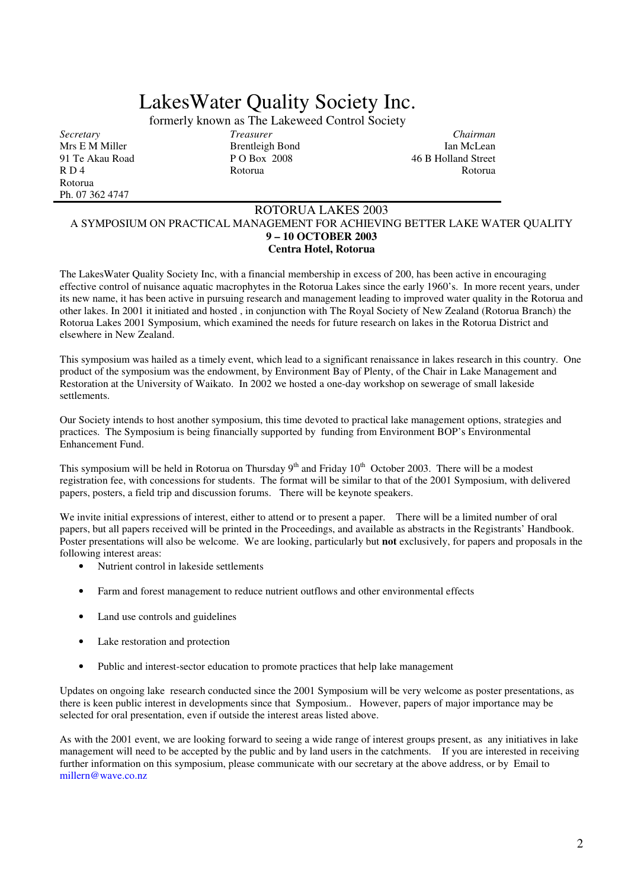# LakesWater Quality Society Inc.

formerly known as The Lakeweed Control Society

*Secretary*
Mrs E M Miller
91 Te Akau Road
R D 4
Rotorua
Ph. 07 362 4747

*Treasurer*
Brentleigh Bond
P O Box 2008
Rotorua

*Chairman*
Ian McLean
46 B Holland Street
Rotorua

ROTORUA LAKES 2003

A SYMPOSIUM ON PRACTICAL MANAGEMENT FOR ACHIEVING BETTER LAKE WATER QUALITY

**9 – 10 OCTOBER 2003**

**Centra Hotel, Rotorua**

The LakesWater Quality Society Inc, with a financial membership in excess of 200, has been active in encouraging effective control of nuisance aquatic macrophytes in the Rotorua Lakes since the early 1960's. In more recent years, under its new name, it has been active in pursuing research and management leading to improved water quality in the Rotorua and other lakes. In 2001 it initiated and hosted , in conjunction with The Royal Society of New Zealand (Rotorua Branch) the Rotorua Lakes 2001 Symposium, which examined the needs for future research on lakes in the Rotorua District and elsewhere in New Zealand.

This symposium was hailed as a timely event, which lead to a significant renaissance in lakes research in this country. One product of the symposium was the endowment, by Environment Bay of Plenty, of the Chair in Lake Management and Restoration at the University of Waikato. In 2002 we hosted a one-day workshop on sewerage of small lakeside settlements.

Our Society intends to host another symposium, this time devoted to practical lake management options, strategies and practices. The Symposium is being financially supported by funding from Environment BOP's Environmental Enhancement Fund.

This symposium will be held in Rotorua on Thursday 9th and Friday 10th October 2003. There will be a modest registration fee, with concessions for students. The format will be similar to that of the 2001 Symposium, with delivered papers, posters, a field trip and discussion forums. There will be keynote speakers.

We invite initial expressions of interest, either to attend or to present a paper. There will be a limited number of oral papers, but all papers received will be printed in the Proceedings, and available as abstracts in the Registrants' Handbook. Poster presentations will also be welcome. We are looking, particularly but **not** exclusively, for papers and proposals in the following interest areas:

- Nutrient control in lakeside settlements
- Farm and forest management to reduce nutrient outflows and other environmental effects
- Land use controls and guidelines
- Lake restoration and protection
- Public and interest-sector education to promote practices that help lake management

Updates on ongoing lake research conducted since the 2001 Symposium will be very welcome as poster presentations, as there is keen public interest in developments since that Symposium.. However, papers of major importance may be selected for oral presentation, even if outside the interest areas listed above.

As with the 2001 event, we are looking forward to seeing a wide range of interest groups present, as any initiatives in lake management will need to be accepted by the public and by land users in the catchments. If you are interested in receiving further information on this symposium, please communicate with our secretary at the above address, or by Email to millern@wave.co.nz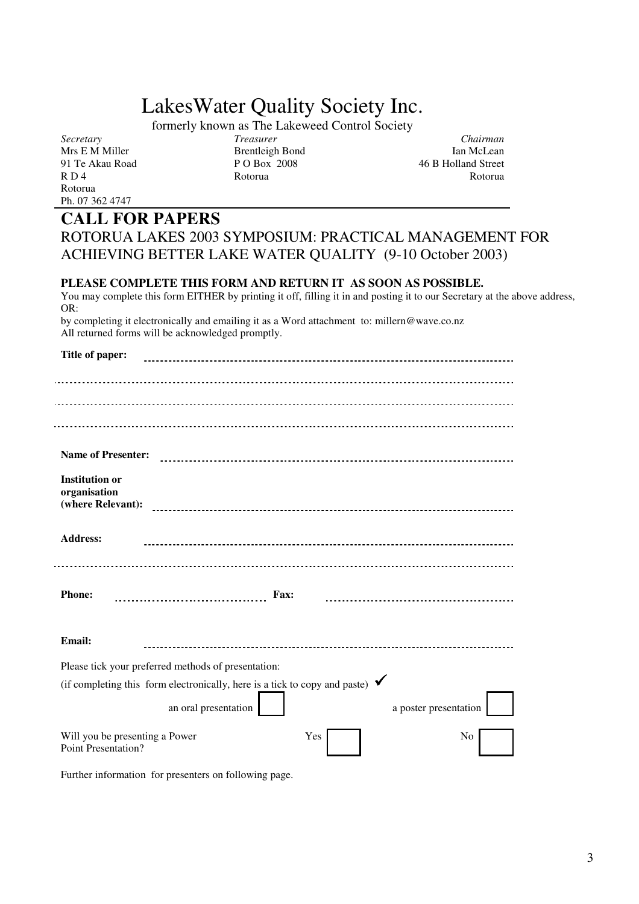# LakesWater Quality Society Inc.

formerly known as The Lakeweed Control Society

| *Secretary* | *Treasurer* | *Chairman* |
|---|---|---|
| Mrs E M Miller | Brentleigh Bond | Ian McLean |
| 91 Te Akau Road | P O Box 2008 | 46 B Holland Street |
| R D 4 | Rotorua | Rotorua |
| Rotorua | | |
| Ph. 07 362 4747 | | |

## CALL FOR PAPERS

ROTORUA LAKES 2003 SYMPOSIUM: PRACTICAL MANAGEMENT FOR ACHIEVING BETTER LAKE WATER QUALITY (9-10 October 2003)

**PLEASE COMPLETE THIS FORM AND RETURN IT AS SOON AS POSSIBLE.**

You may complete this form EITHER by printing it off, filling it in and posting it to our Secretary at the above address, OR:

by completing it electronically and emailing it as a Word attachment to: millern@wave.co.nz

All returned forms will be acknowledged promptly.

**Title of paper:** ..................................................................................

..................................................................................

..................................................................................

..................................................................................

**Name of Presenter:** ..................................................................................

**Institution or organisation (where Relevant):** ..................................................................................

**Address:** ..................................................................................

..................................................................................

**Phone:** ................................ **Fax:** ................................

**Email:** ..................................................................................

Please tick your preferred methods of presentation:

(if completing this form electronically, here is a tick to copy and paste) ✓

an oral presentation ☐ a poster presentation ☐

Will you be presenting a Power Point Presentation? Yes ☐ No ☐

Further information for presenters on following page.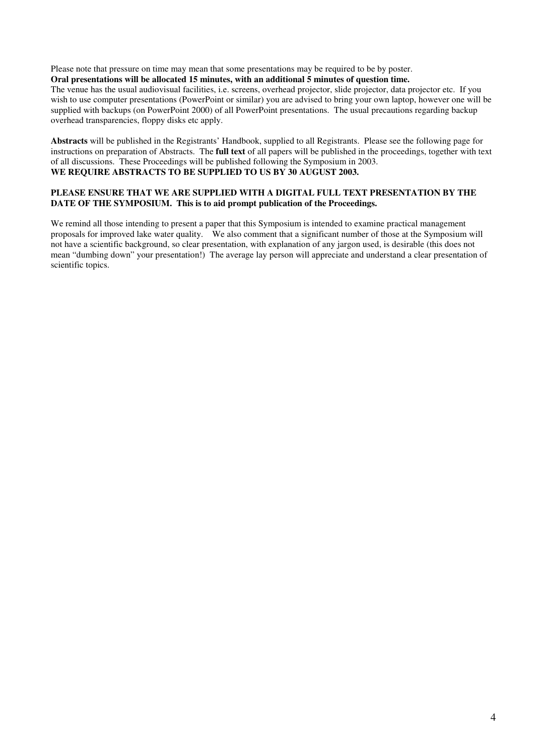Please note that pressure on time may mean that some presentations may be required to be by poster.
**Oral presentations will be allocated 15 minutes, with an additional 5 minutes of question time.**
The venue has the usual audiovisual facilities, i.e. screens, overhead projector, slide projector, data projector etc. If you wish to use computer presentations (PowerPoint or similar) you are advised to bring your own laptop, however one will be supplied with backups (on PowerPoint 2000) of all PowerPoint presentations. The usual precautions regarding backup overhead transparencies, floppy disks etc apply.

**Abstracts** will be published in the Registrants' Handbook, supplied to all Registrants. Please see the following page for instructions on preparation of Abstracts. The **full text** of all papers will be published in the proceedings, together with text of all discussions. These Proceedings will be published following the Symposium in 2003.
**WE REQUIRE ABSTRACTS TO BE SUPPLIED TO US BY 30 AUGUST 2003.**

**PLEASE ENSURE THAT WE ARE SUPPLIED WITH A DIGITAL FULL TEXT PRESENTATION BY THE DATE OF THE SYMPOSIUM. This is to aid prompt publication of the Proceedings.**

We remind all those intending to present a paper that this Symposium is intended to examine practical management proposals for improved lake water quality. We also comment that a significant number of those at the Symposium will not have a scientific background, so clear presentation, with explanation of any jargon used, is desirable (this does not mean "dumbing down" your presentation!) The average lay person will appreciate and understand a clear presentation of scientific topics.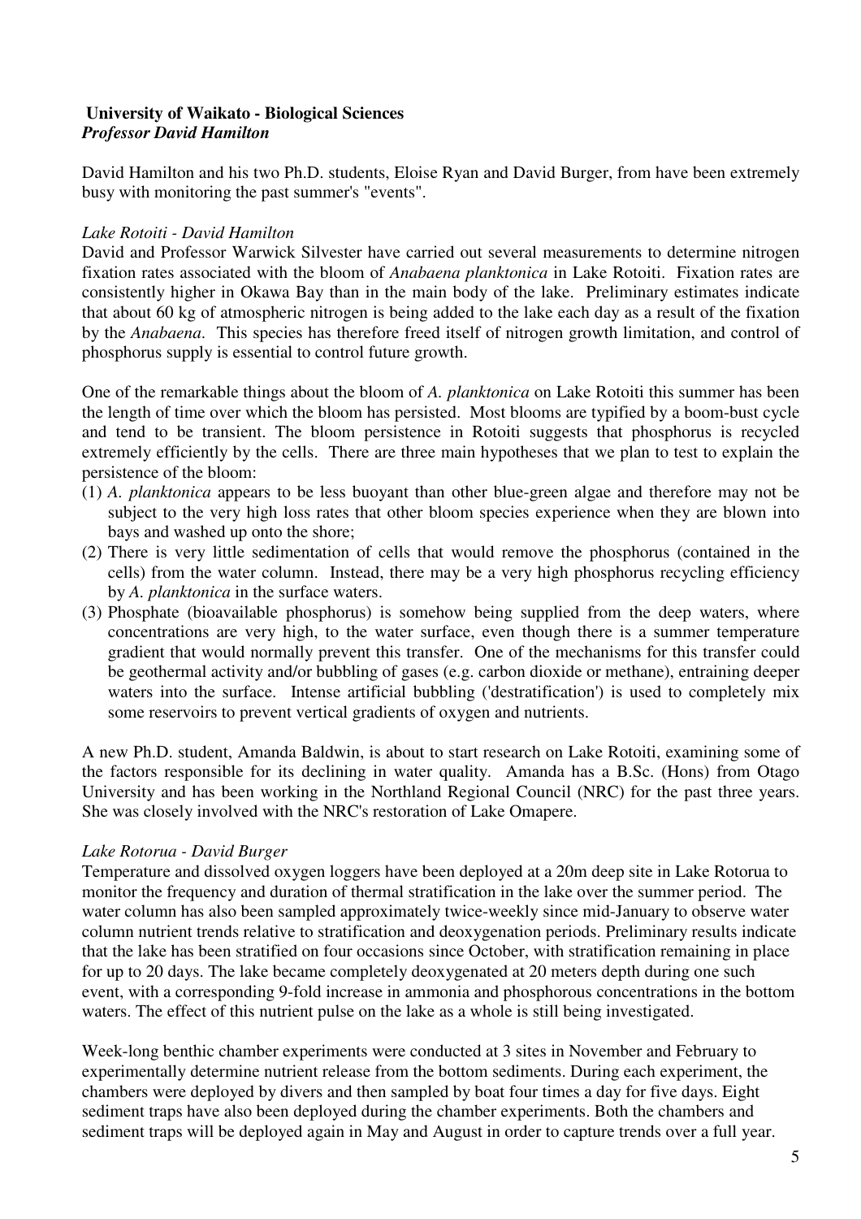**University of Waikato - Biological Sciences**
***Professor David Hamilton***

David Hamilton and his two Ph.D. students, Eloise Ryan and David Burger, from have been extremely busy with monitoring the past summer's "events".

*Lake Rotoiti - David Hamilton*

David and Professor Warwick Silvester have carried out several measurements to determine nitrogen fixation rates associated with the bloom of *Anabaena planktonica* in Lake Rotoiti. Fixation rates are consistently higher in Okawa Bay than in the main body of the lake. Preliminary estimates indicate that about 60 kg of atmospheric nitrogen is being added to the lake each day as a result of the fixation by the *Anabaena*. This species has therefore freed itself of nitrogen growth limitation, and control of phosphorus supply is essential to control future growth.

One of the remarkable things about the bloom of *A. planktonica* on Lake Rotoiti this summer has been the length of time over which the bloom has persisted. Most blooms are typified by a boom-bust cycle and tend to be transient. The bloom persistence in Rotoiti suggests that phosphorus is recycled extremely efficiently by the cells. There are three main hypotheses that we plan to test to explain the persistence of the bloom:

(1) *A. planktonica* appears to be less buoyant than other blue-green algae and therefore may not be subject to the very high loss rates that other bloom species experience when they are blown into bays and washed up onto the shore;
(2) There is very little sedimentation of cells that would remove the phosphorus (contained in the cells) from the water column. Instead, there may be a very high phosphorus recycling efficiency by *A. planktonica* in the surface waters.
(3) Phosphate (bioavailable phosphorus) is somehow being supplied from the deep waters, where concentrations are very high, to the water surface, even though there is a summer temperature gradient that would normally prevent this transfer. One of the mechanisms for this transfer could be geothermal activity and/or bubbling of gases (e.g. carbon dioxide or methane), entraining deeper waters into the surface. Intense artificial bubbling ('destratification') is used to completely mix some reservoirs to prevent vertical gradients of oxygen and nutrients.

A new Ph.D. student, Amanda Baldwin, is about to start research on Lake Rotoiti, examining some of the factors responsible for its declining in water quality. Amanda has a B.Sc. (Hons) from Otago University and has been working in the Northland Regional Council (NRC) for the past three years. She was closely involved with the NRC's restoration of Lake Omapere.

*Lake Rotorua - David Burger*

Temperature and dissolved oxygen loggers have been deployed at a 20m deep site in Lake Rotorua to monitor the frequency and duration of thermal stratification in the lake over the summer period. The water column has also been sampled approximately twice-weekly since mid-January to observe water column nutrient trends relative to stratification and deoxygenation periods. Preliminary results indicate that the lake has been stratified on four occasions since October, with stratification remaining in place for up to 20 days. The lake became completely deoxygenated at 20 meters depth during one such event, with a corresponding 9-fold increase in ammonia and phosphorous concentrations in the bottom waters. The effect of this nutrient pulse on the lake as a whole is still being investigated.

Week-long benthic chamber experiments were conducted at 3 sites in November and February to experimentally determine nutrient release from the bottom sediments. During each experiment, the chambers were deployed by divers and then sampled by boat four times a day for five days. Eight sediment traps have also been deployed during the chamber experiments. Both the chambers and sediment traps will be deployed again in May and August in order to capture trends over a full year.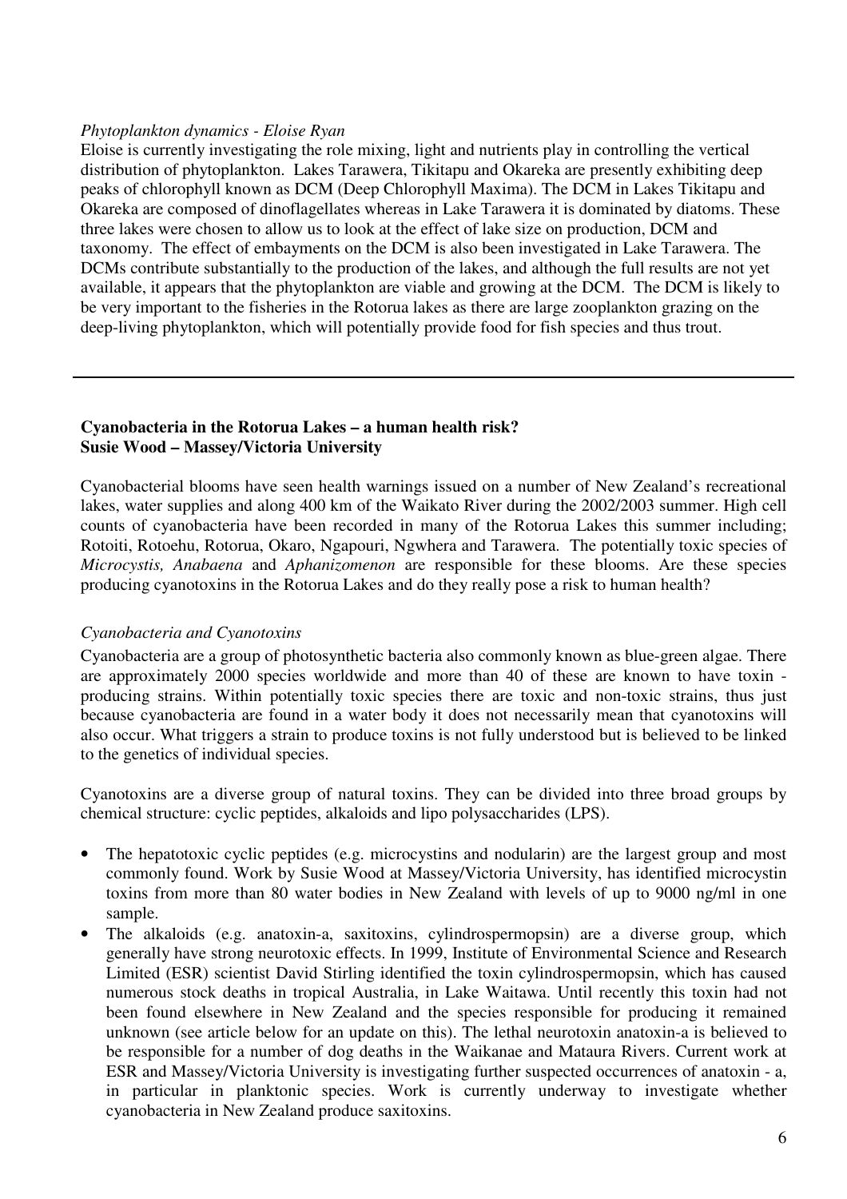*Phytoplankton dynamics - Eloise Ryan*

Eloise is currently investigating the role mixing, light and nutrients play in controlling the vertical distribution of phytoplankton. Lakes Tarawera, Tikitapu and Okareka are presently exhibiting deep peaks of chlorophyll known as DCM (Deep Chlorophyll Maxima). The DCM in Lakes Tikitapu and Okareka are composed of dinoflagellates whereas in Lake Tarawera it is dominated by diatoms. These three lakes were chosen to allow us to look at the effect of lake size on production, DCM and taxonomy. The effect of embayments on the DCM is also been investigated in Lake Tarawera. The DCMs contribute substantially to the production of the lakes, and although the full results are not yet available, it appears that the phytoplankton are viable and growing at the DCM. The DCM is likely to be very important to the fisheries in the Rotorua lakes as there are large zooplankton grazing on the deep-living phytoplankton, which will potentially provide food for fish species and thus trout.

---

**Cyanobacteria in the Rotorua Lakes – a human health risk?**
**Susie Wood – Massey/Victoria University**

Cyanobacterial blooms have seen health warnings issued on a number of New Zealand's recreational lakes, water supplies and along 400 km of the Waikato River during the 2002/2003 summer. High cell counts of cyanobacteria have been recorded in many of the Rotorua Lakes this summer including; Rotoiti, Rotoehu, Rotorua, Okaro, Ngapouri, Ngwhera and Tarawera. The potentially toxic species of *Microcystis, Anabaena* and *Aphanizomenon* are responsible for these blooms. Are these species producing cyanotoxins in the Rotorua Lakes and do they really pose a risk to human health?

*Cyanobacteria and Cyanotoxins*

Cyanobacteria are a group of photosynthetic bacteria also commonly known as blue-green algae. There are approximately 2000 species worldwide and more than 40 of these are known to have toxin - producing strains. Within potentially toxic species there are toxic and non-toxic strains, thus just because cyanobacteria are found in a water body it does not necessarily mean that cyanotoxins will also occur. What triggers a strain to produce toxins is not fully understood but is believed to be linked to the genetics of individual species.

Cyanotoxins are a diverse group of natural toxins. They can be divided into three broad groups by chemical structure: cyclic peptides, alkaloids and lipo polysaccharides (LPS).

- The hepatotoxic cyclic peptides (e.g. microcystins and nodularin) are the largest group and most commonly found. Work by Susie Wood at Massey/Victoria University, has identified microcystin toxins from more than 80 water bodies in New Zealand with levels of up to 9000 ng/ml in one sample.
- The alkaloids (e.g. anatoxin-a, saxitoxins, cylindrospermopsin) are a diverse group, which generally have strong neurotoxic effects. In 1999, Institute of Environmental Science and Research Limited (ESR) scientist David Stirling identified the toxin cylindrospermopsin, which has caused numerous stock deaths in tropical Australia, in Lake Waitawa. Until recently this toxin had not been found elsewhere in New Zealand and the species responsible for producing it remained unknown (see article below for an update on this). The lethal neurotoxin anatoxin-a is believed to be responsible for a number of dog deaths in the Waikanae and Mataura Rivers. Current work at ESR and Massey/Victoria University is investigating further suspected occurrences of anatoxin - a, in particular in planktonic species. Work is currently underway to investigate whether cyanobacteria in New Zealand produce saxitoxins.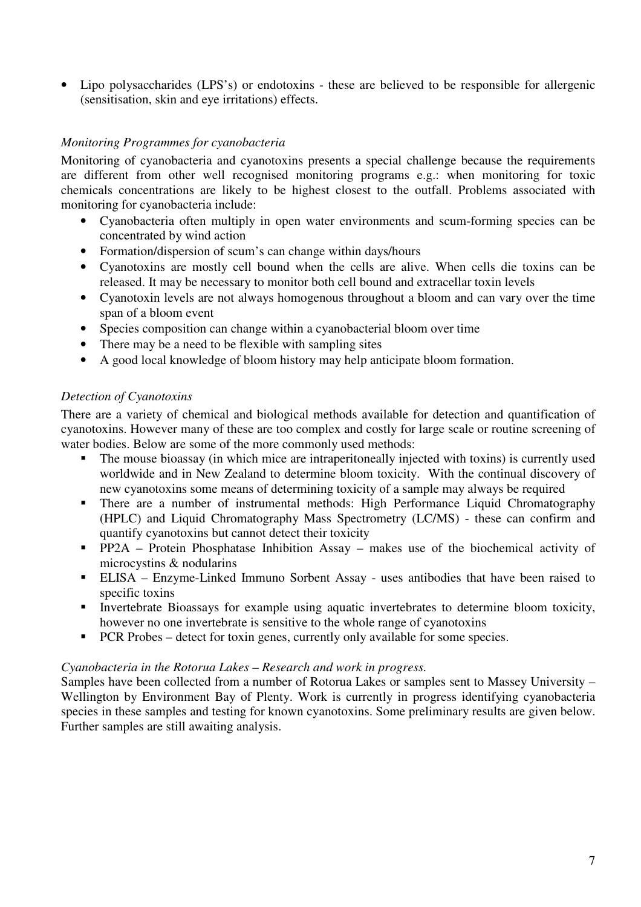- Lipo polysaccharides (LPS's) or endotoxins - these are believed to be responsible for allergenic (sensitisation, skin and eye irritations) effects.

*Monitoring Programmes for cyanobacteria*

Monitoring of cyanobacteria and cyanotoxins presents a special challenge because the requirements are different from other well recognised monitoring programs e.g.: when monitoring for toxic chemicals concentrations are likely to be highest closest to the outfall. Problems associated with monitoring for cyanobacteria include:

- Cyanobacteria often multiply in open water environments and scum-forming species can be concentrated by wind action
- Formation/dispersion of scum's can change within days/hours
- Cyanotoxins are mostly cell bound when the cells are alive. When cells die toxins can be released. It may be necessary to monitor both cell bound and extracellar toxin levels
- Cyanotoxin levels are not always homogenous throughout a bloom and can vary over the time span of a bloom event
- Species composition can change within a cyanobacterial bloom over time
- There may be a need to be flexible with sampling sites
- A good local knowledge of bloom history may help anticipate bloom formation.

*Detection of Cyanotoxins*

There are a variety of chemical and biological methods available for detection and quantification of cyanotoxins. However many of these are too complex and costly for large scale or routine screening of water bodies. Below are some of the more commonly used methods:

- The mouse bioassay (in which mice are intraperitoneally injected with toxins) is currently used worldwide and in New Zealand to determine bloom toxicity. With the continual discovery of new cyanotoxins some means of determining toxicity of a sample may always be required
- There are a number of instrumental methods: High Performance Liquid Chromatography (HPLC) and Liquid Chromatography Mass Spectrometry (LC/MS) - these can confirm and quantify cyanotoxins but cannot detect their toxicity
- PP2A – Protein Phosphatase Inhibition Assay – makes use of the biochemical activity of microcystins & nodularins
- ELISA – Enzyme-Linked Immuno Sorbent Assay - uses antibodies that have been raised to specific toxins
- Invertebrate Bioassays for example using aquatic invertebrates to determine bloom toxicity, however no one invertebrate is sensitive to the whole range of cyanotoxins
- PCR Probes – detect for toxin genes, currently only available for some species.

*Cyanobacteria in the Rotorua Lakes – Research and work in progress.*

Samples have been collected from a number of Rotorua Lakes or samples sent to Massey University – Wellington by Environment Bay of Plenty. Work is currently in progress identifying cyanobacteria species in these samples and testing for known cyanotoxins. Some preliminary results are given below. Further samples are still awaiting analysis.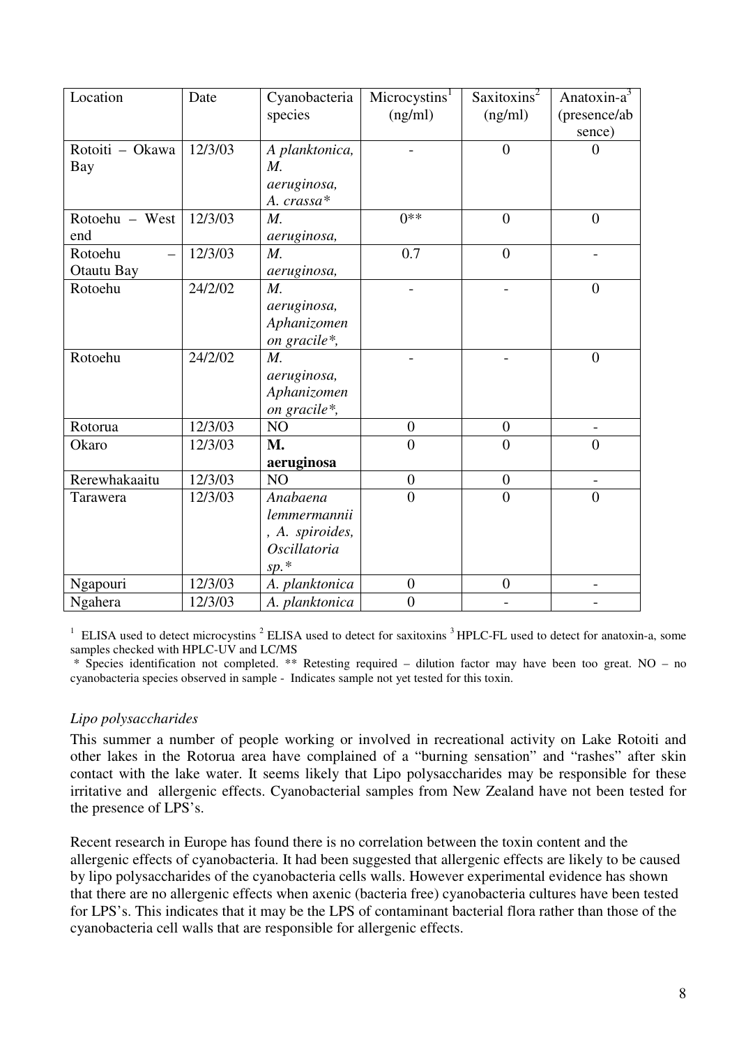| Location | Date | Cyanobacteria species | Microcystins[1] (ng/ml) | Saxitoxins[2] (ng/ml) | Anatoxin-a[3] (presence/absence) |
|---|---|---|---|---|---|
| Rotoiti – Okawa Bay | 12/3/03 | *A planktonica, M. aeruginosa, A. crassa** | - | 0 | 0 |
| Rotoehu – West end | 12/3/03 | *M. aeruginosa,* | 0** | 0 | 0 |
| Rotoehu – Otautu Bay | 12/3/03 | *M. aeruginosa,* | 0.7 | 0 | - |
| Rotoehu | 24/2/02 | *M. aeruginosa, Aphanizomenon gracile*,* | - | - | 0 |
| Rotoehu | 24/2/02 | *M. aeruginosa, Aphanizomenon gracile*,* | - | - | 0 |
| Rotorua | 12/3/03 | NO | 0 | 0 | - |
| Okaro | 12/3/03 | **M. aeruginosa** | 0 | 0 | 0 |
| Rerewhakaaitu | 12/3/03 | NO | 0 | 0 | - |
| Tarawera | 12/3/03 | *Anabaena lemmermannii, A. spiroides, Oscillatoria sp.** | 0 | 0 | 0 |
| Ngapouri | 12/3/03 | *A. planktonica* | 0 | 0 | - |
| Ngahera | 12/3/03 | *A. planktonica* | 0 | - | - |

[1] ELISA used to detect microcystins [2] ELISA used to detect for saxitoxins [3] HPLC-FL used to detect for anatoxin-a, some samples checked with HPLC-UV and LC/MS

\* Species identification not completed. ** Retesting required – dilution factor may have been too great. NO – no cyanobacteria species observed in sample - Indicates sample not yet tested for this toxin.

*Lipo polysaccharides*

This summer a number of people working or involved in recreational activity on Lake Rotoiti and other lakes in the Rotorua area have complained of a "burning sensation" and "rashes" after skin contact with the lake water. It seems likely that Lipo polysaccharides may be responsible for these irritative and allergenic effects. Cyanobacterial samples from New Zealand have not been tested for the presence of LPS's.

Recent research in Europe has found there is no correlation between the toxin content and the allergenic effects of cyanobacteria. It had been suggested that allergenic effects are likely to be caused by lipo polysaccharides of the cyanobacteria cells walls. However experimental evidence has shown that there are no allergenic effects when axenic (bacteria free) cyanobacteria cultures have been tested for LPS's. This indicates that it may be the LPS of contaminant bacterial flora rather than those of the cyanobacteria cell walls that are responsible for allergenic effects.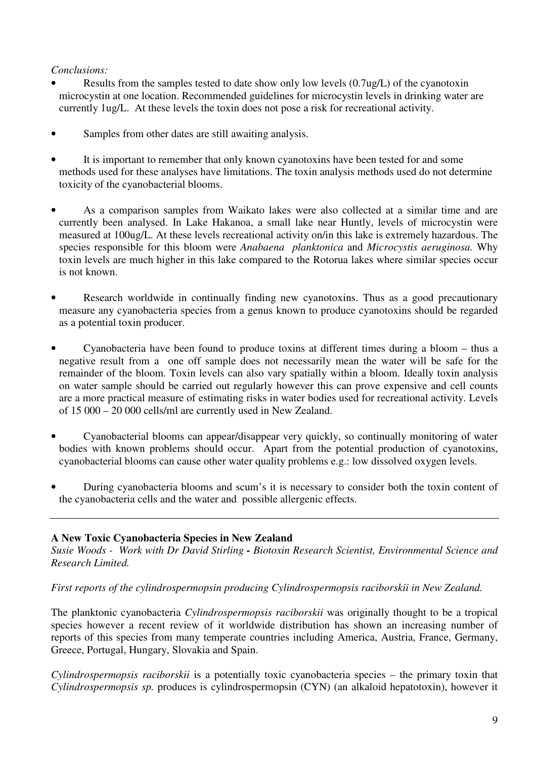*Conclusions:*

- Results from the samples tested to date show only low levels (0.7ug/L) of the cyanotoxin microcystin at one location. Recommended guidelines for microcystin levels in drinking water are currently 1ug/L. At these levels the toxin does not pose a risk for recreational activity.

- Samples from other dates are still awaiting analysis.

- It is important to remember that only known cyanotoxins have been tested for and some methods used for these analyses have limitations. The toxin analysis methods used do not determine toxicity of the cyanobacterial blooms.

- As a comparison samples from Waikato lakes were also collected at a similar time and are currently been analysed. In Lake Hakanoa, a small lake near Huntly, levels of microcystin were measured at 100ug/L. At these levels recreational activity on/in this lake is extremely hazardous. The species responsible for this bloom were *Anabaena planktonica* and *Microcystis aeruginosa.* Why toxin levels are much higher in this lake compared to the Rotorua lakes where similar species occur is not known.

- Research worldwide in continually finding new cyanotoxins. Thus as a good precautionary measure any cyanobacteria species from a genus known to produce cyanotoxins should be regarded as a potential toxin producer.

- Cyanobacteria have been found to produce toxins at different times during a bloom – thus a negative result from a one off sample does not necessarily mean the water will be safe for the remainder of the bloom. Toxin levels can also vary spatially within a bloom. Ideally toxin analysis on water sample should be carried out regularly however this can prove expensive and cell counts are a more practical measure of estimating risks in water bodies used for recreational activity. Levels of 15 000 – 20 000 cells/ml are currently used in New Zealand.

- Cyanobacterial blooms can appear/disappear very quickly, so continually monitoring of water bodies with known problems should occur. Apart from the potential production of cyanotoxins, cyanobacterial blooms can cause other water quality problems e.g.: low dissolved oxygen levels.

- During cyanobacteria blooms and scum's it is necessary to consider both the toxin content of the cyanobacteria cells and the water and possible allergenic effects.

---

**A New Toxic Cyanobacteria Species in New Zealand**

*Susie Woods - Work with Dr David Stirling* **-** *Biotoxin Research Scientist, Environmental Science and Research Limited.*

*First reports of the cylindrospermopsin producing Cylindrospermopsis raciborskii in New Zealand.*

The planktonic cyanobacteria *Cylindrospermopsis raciborskii* was originally thought to be a tropical species however a recent review of it worldwide distribution has shown an increasing number of reports of this species from many temperate countries including America, Austria, France, Germany, Greece, Portugal, Hungary, Slovakia and Spain.

*Cylindrospermopsis raciborskii* is a potentially toxic cyanobacteria species – the primary toxin that *Cylindrospermopsis sp.* produces is cylindrospermopsin (CYN) (an alkaloid hepatotoxin), however it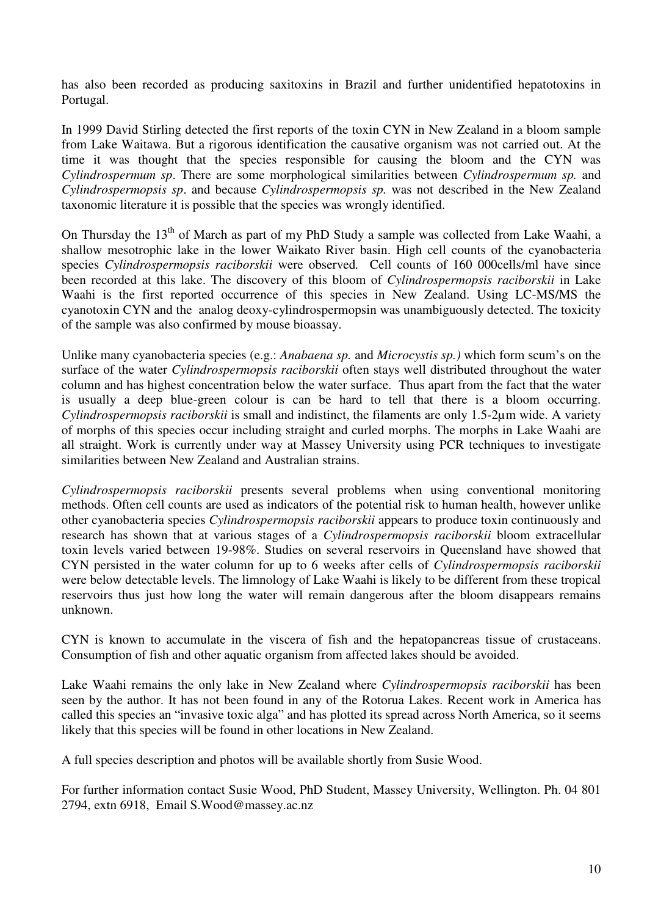has also been recorded as producing saxitoxins in Brazil and further unidentified hepatotoxins in Portugal.

In 1999 David Stirling detected the first reports of the toxin CYN in New Zealand in a bloom sample from Lake Waitawa. But a rigorous identification the causative organism was not carried out. At the time it was thought that the species responsible for causing the bloom and the CYN was *Cylindrospermum sp*. There are some morphological similarities between *Cylindrospermum sp.* and *Cylindrospermopsis sp*. and because *Cylindrospermopsis sp.* was not described in the New Zealand taxonomic literature it is possible that the species was wrongly identified.

On Thursday the 13th of March as part of my PhD Study a sample was collected from Lake Waahi, a shallow mesotrophic lake in the lower Waikato River basin. High cell counts of the cyanobacteria species *Cylindrospermopsis raciborskii* were observed. Cell counts of 160 000cells/ml have since been recorded at this lake. The discovery of this bloom of *Cylindrospermopsis raciborskii* in Lake Waahi is the first reported occurrence of this species in New Zealand. Using LC-MS/MS the cyanotoxin CYN and the analog deoxy-cylindrospermopsin was unambiguously detected. The toxicity of the sample was also confirmed by mouse bioassay.

Unlike many cyanobacteria species (e.g.: *Anabaena sp.* and *Microcystis sp.)* which form scum's on the surface of the water *Cylindrospermopsis raciborskii* often stays well distributed throughout the water column and has highest concentration below the water surface. Thus apart from the fact that the water is usually a deep blue-green colour is can be hard to tell that there is a bloom occurring. *Cylindrospermopsis raciborskii* is small and indistinct, the filaments are only 1.5-2µm wide. A variety of morphs of this species occur including straight and curled morphs. The morphs in Lake Waahi are all straight. Work is currently under way at Massey University using PCR techniques to investigate similarities between New Zealand and Australian strains.

*Cylindrospermopsis raciborskii* presents several problems when using conventional monitoring methods. Often cell counts are used as indicators of the potential risk to human health, however unlike other cyanobacteria species *Cylindrospermopsis raciborskii* appears to produce toxin continuously and research has shown that at various stages of a *Cylindrospermopsis raciborskii* bloom extracellular toxin levels varied between 19-98%. Studies on several reservoirs in Queensland have showed that CYN persisted in the water column for up to 6 weeks after cells of *Cylindrospermopsis raciborskii* were below detectable levels. The limnology of Lake Waahi is likely to be different from these tropical reservoirs thus just how long the water will remain dangerous after the bloom disappears remains unknown.

CYN is known to accumulate in the viscera of fish and the hepatopancreas tissue of crustaceans. Consumption of fish and other aquatic organism from affected lakes should be avoided.

Lake Waahi remains the only lake in New Zealand where *Cylindrospermopsis raciborskii* has been seen by the author. It has not been found in any of the Rotorua Lakes. Recent work in America has called this species an "invasive toxic alga" and has plotted its spread across North America, so it seems likely that this species will be found in other locations in New Zealand.

A full species description and photos will be available shortly from Susie Wood.

For further information contact Susie Wood, PhD Student, Massey University, Wellington. Ph. 04 801 2794, extn 6918, Email S.Wood@massey.ac.nz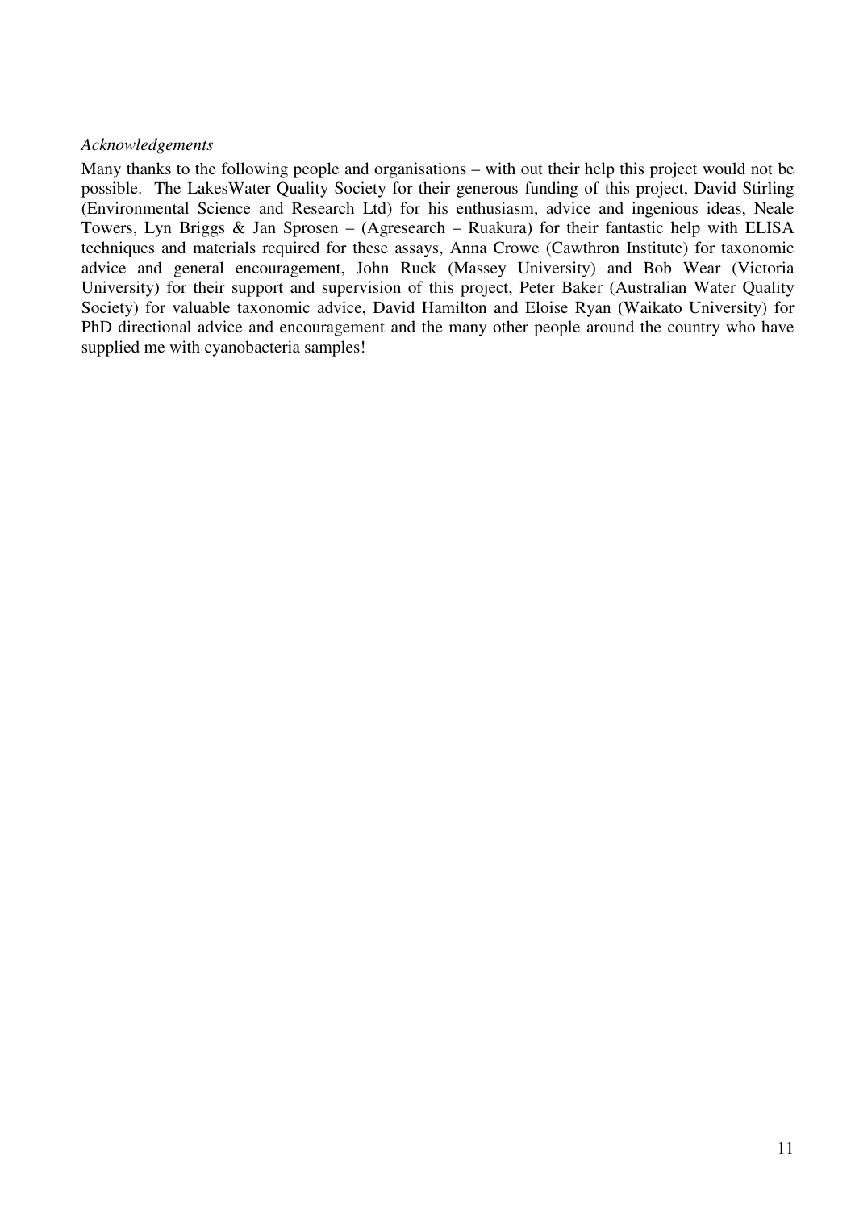*Acknowledgements*

Many thanks to the following people and organisations – with out their help this project would not be possible. The LakesWater Quality Society for their generous funding of this project, David Stirling (Environmental Science and Research Ltd) for his enthusiasm, advice and ingenious ideas, Neale Towers, Lyn Briggs & Jan Sprosen – (Agresearch – Ruakura) for their fantastic help with ELISA techniques and materials required for these assays, Anna Crowe (Cawthron Institute) for taxonomic advice and general encouragement, John Ruck (Massey University) and Bob Wear (Victoria University) for their support and supervision of this project, Peter Baker (Australian Water Quality Society) for valuable taxonomic advice, David Hamilton and Eloise Ryan (Waikato University) for PhD directional advice and encouragement and the many other people around the country who have supplied me with cyanobacteria samples!